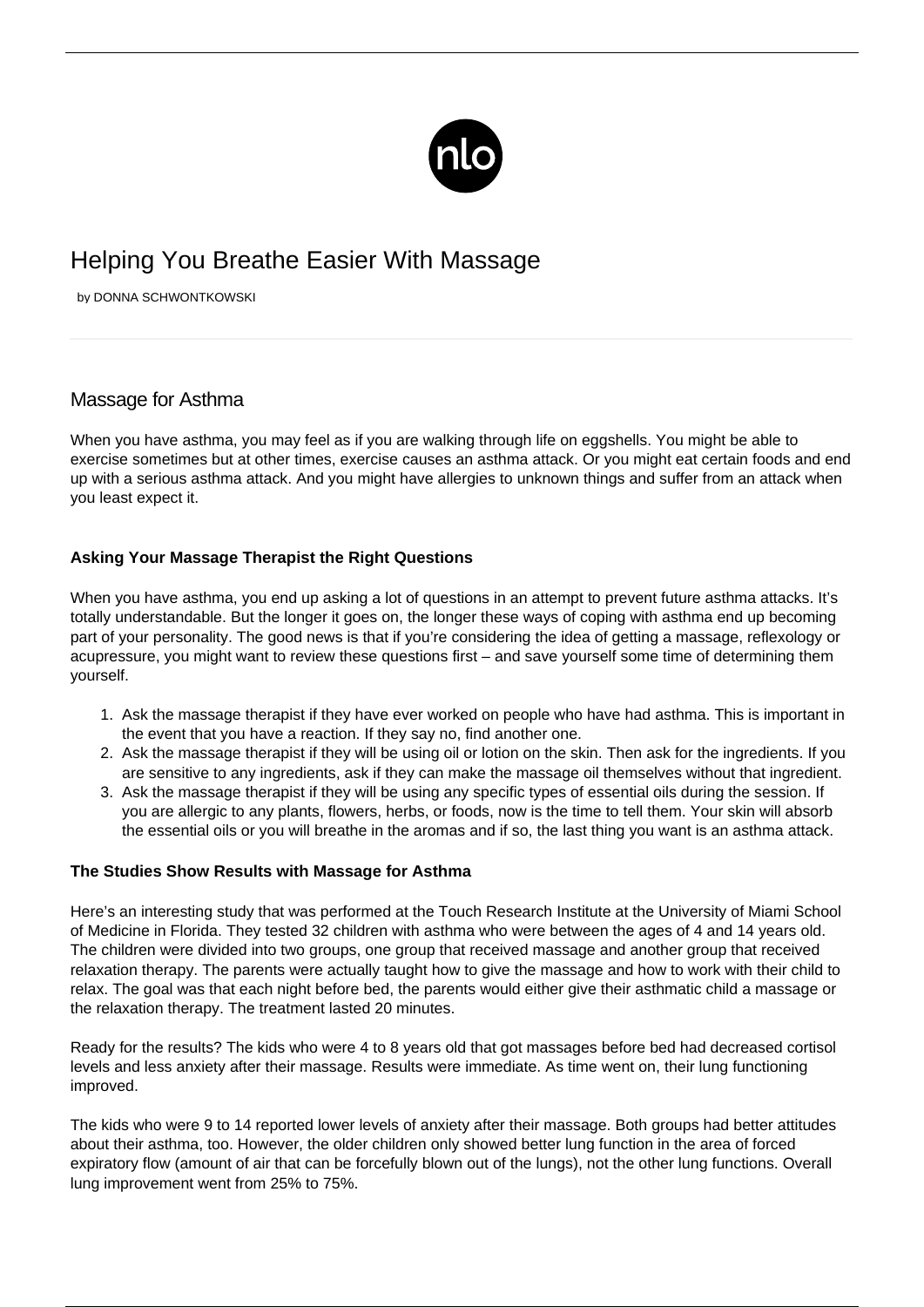# Helping You Breathe Easier With Massage

by DONNA SCHWONTKOWSKI

## Massage for Asthma

When you have asthma, you may feel as if you are walking through life on eggshells. You might be able to exercise sometimes but at other times, exercise causes an asthma attack. Or you might eat certain foods and end up with a serious asthma attack. And you might have allergies to unknown things and suffer from an attack when you least expect it.

**Asking Your Massage Therapist the Right Questions**

When you have asthma, you end up asking a lot of questions in an attempt to prevent future asthma attacks. It's totally understandable. But the longer it goes on, the longer these ways of coping with asthma end up becoming part of your personality. The good news is that if you're considering the idea of getting a massage, reflexology or acupressure, you might want to review these questions first – and save yourself some time of determining them yourself.

1. Ask the massage therapist if they have ever worked on people who have had asthma. This is important in the event that you have a reaction. If they say no, find another one.
2. Ask the massage therapist if they will be using oil or lotion on the skin. Then ask for the ingredients. If you are sensitive to any ingredients, ask if they can make the massage oil themselves without that ingredient.
3. Ask the massage therapist if they will be using any specific types of essential oils during the session. If you are allergic to any plants, flowers, herbs, or foods, now is the time to tell them. Your skin will absorb the essential oils or you will breathe in the aromas and if so, the last thing you want is an asthma attack.

**The Studies Show Results with Massage for Asthma**

Here's an interesting study that was performed at the Touch Research Institute at the University of Miami School of Medicine in Florida. They tested 32 children with asthma who were between the ages of 4 and 14 years old. The children were divided into two groups, one group that received massage and another group that received relaxation therapy. The parents were actually taught how to give the massage and how to work with their child to relax. The goal was that each night before bed, the parents would either give their asthmatic child a massage or the relaxation therapy. The treatment lasted 20 minutes.

Ready for the results? The kids who were 4 to 8 years old that got massages before bed had decreased cortisol levels and less anxiety after their massage. Results were immediate. As time went on, their lung functioning improved.

The kids who were 9 to 14 reported lower levels of anxiety after their massage. Both groups had better attitudes about their asthma, too. However, the older children only showed better lung function in the area of forced expiratory flow (amount of air that can be forcefully blown out of the lungs), not the other lung functions. Overall lung improvement went from 25% to 75%.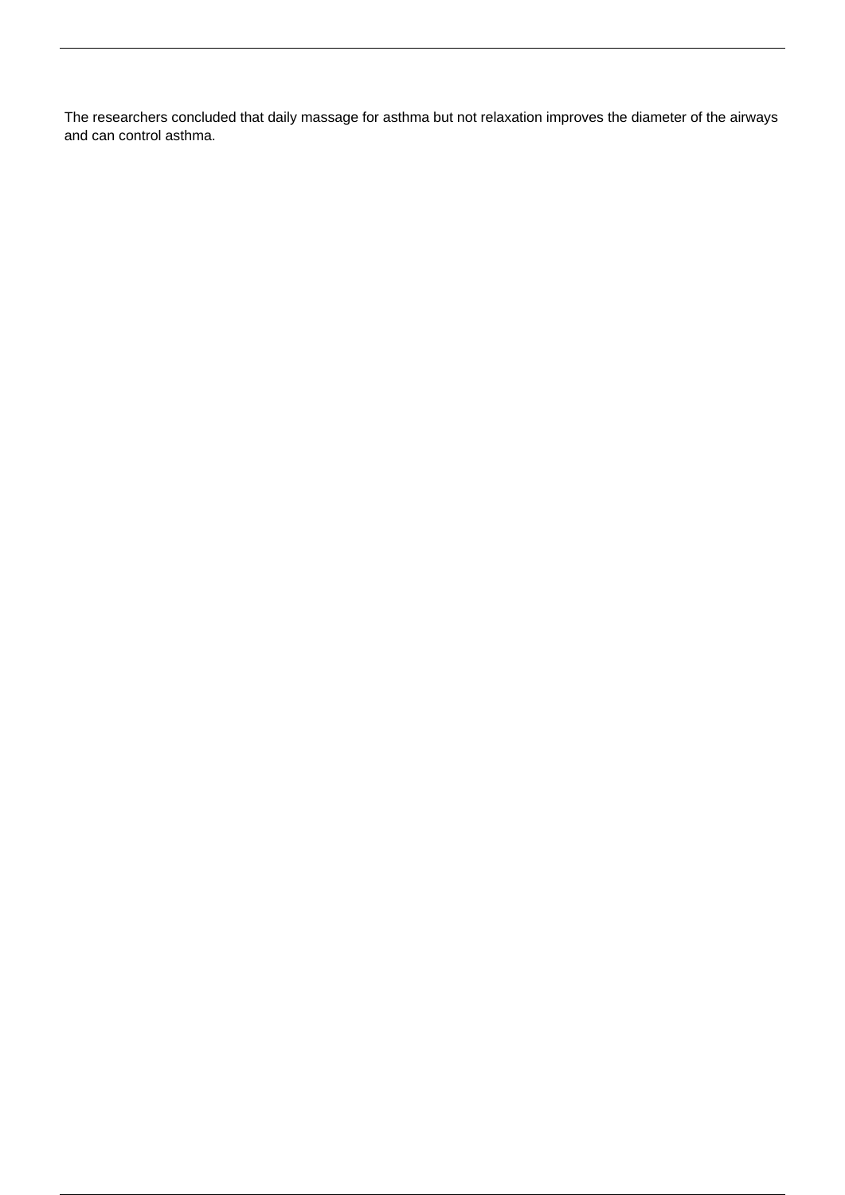The researchers concluded that daily massage for asthma but not relaxation improves the diameter of the airways and can control asthma.